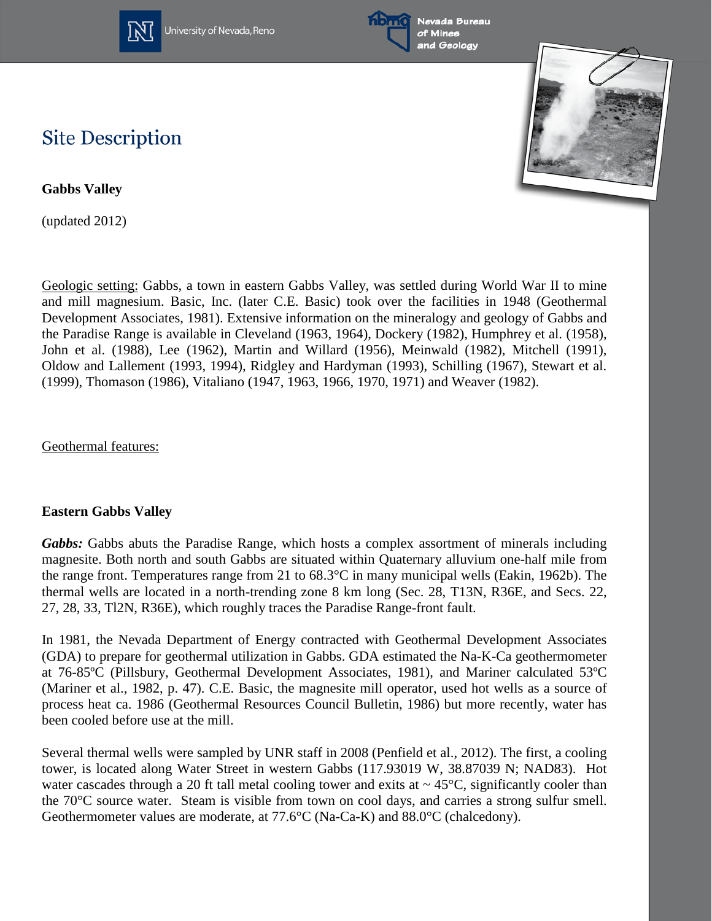# Site Description

**Gabbs Valley**

(updated 2012)

Geologic setting: Gabbs, a town in eastern Gabbs Valley, was settled during World War II to mine and mill magnesium. Basic, Inc. (later C.E. Basic) took over the facilities in 1948 (Geothermal Development Associates, 1981). Extensive information on the mineralogy and geology of Gabbs and the Paradise Range is available in Cleveland (1963, 1964), Dockery (1982), Humphrey et al. (1958), John et al. (1988), Lee (1962), Martin and Willard (1956), Meinwald (1982), Mitchell (1991), Oldow and Lallement (1993, 1994), Ridgley and Hardyman (1993), Schilling (1967), Stewart et al. (1999), Thomason (1986), Vitaliano (1947, 1963, 1966, 1970, 1971) and Weaver (1982).

Geothermal features:

**Eastern Gabbs Valley**

***Gabbs:*** Gabbs abuts the Paradise Range, which hosts a complex assortment of minerals including magnesite. Both north and south Gabbs are situated within Quaternary alluvium one-half mile from the range front. Temperatures range from 21 to 68.3°C in many municipal wells (Eakin, 1962b). The thermal wells are located in a north-trending zone 8 km long (Sec. 28, T13N, R36E, and Secs. 22, 27, 28, 33, Tl2N, R36E), which roughly traces the Paradise Range-front fault.

In 1981, the Nevada Department of Energy contracted with Geothermal Development Associates (GDA) to prepare for geothermal utilization in Gabbs. GDA estimated the Na-K-Ca geothermometer at 76-85ºC (Pillsbury, Geothermal Development Associates, 1981), and Mariner calculated 53ºC (Mariner et al., 1982, p. 47). C.E. Basic, the magnesite mill operator, used hot wells as a source of process heat ca. 1986 (Geothermal Resources Council Bulletin, 1986) but more recently, water has been cooled before use at the mill.

Several thermal wells were sampled by UNR staff in 2008 (Penfield et al., 2012). The first, a cooling tower, is located along Water Street in western Gabbs (117.93019 W, 38.87039 N; NAD83). Hot water cascades through a 20 ft tall metal cooling tower and exits at ~ 45°C, significantly cooler than the 70°C source water. Steam is visible from town on cool days, and carries a strong sulfur smell. Geothermometer values are moderate, at 77.6°C (Na-Ca-K) and 88.0°C (chalcedony).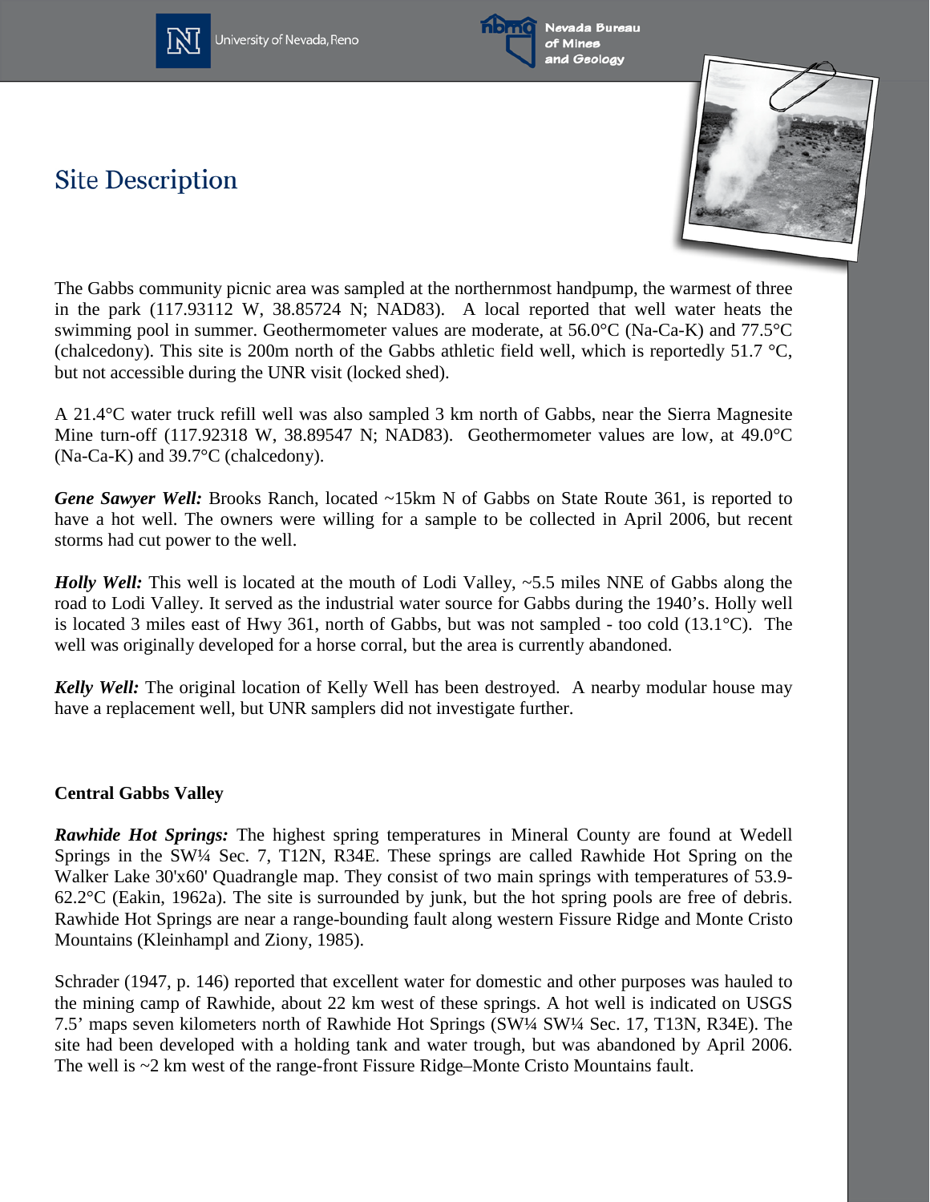# Site Description

The Gabbs community picnic area was sampled at the northernmost handpump, the warmest of three in the park (117.93112 W, 38.85724 N; NAD83). A local reported that well water heats the swimming pool in summer. Geothermometer values are moderate, at 56.0°C (Na-Ca-K) and 77.5°C (chalcedony). This site is 200m north of the Gabbs athletic field well, which is reportedly 51.7 °C, but not accessible during the UNR visit (locked shed).

A 21.4°C water truck refill well was also sampled 3 km north of Gabbs, near the Sierra Magnesite Mine turn-off (117.92318 W, 38.89547 N; NAD83). Geothermometer values are low, at 49.0°C (Na-Ca-K) and 39.7°C (chalcedony).

***Gene Sawyer Well:*** Brooks Ranch, located ~15km N of Gabbs on State Route 361, is reported to have a hot well. The owners were willing for a sample to be collected in April 2006, but recent storms had cut power to the well.

***Holly Well:*** This well is located at the mouth of Lodi Valley, ~5.5 miles NNE of Gabbs along the road to Lodi Valley. It served as the industrial water source for Gabbs during the 1940's. Holly well is located 3 miles east of Hwy 361, north of Gabbs, but was not sampled - too cold (13.1°C). The well was originally developed for a horse corral, but the area is currently abandoned.

***Kelly Well:*** The original location of Kelly Well has been destroyed. A nearby modular house may have a replacement well, but UNR samplers did not investigate further.

**Central Gabbs Valley**

***Rawhide Hot Springs:*** The highest spring temperatures in Mineral County are found at Wedell Springs in the SW¼ Sec. 7, T12N, R34E. These springs are called Rawhide Hot Spring on the Walker Lake 30'x60' Quadrangle map. They consist of two main springs with temperatures of 53.9-62.2°C (Eakin, 1962a). The site is surrounded by junk, but the hot spring pools are free of debris. Rawhide Hot Springs are near a range-bounding fault along western Fissure Ridge and Monte Cristo Mountains (Kleinhampl and Ziony, 1985).

Schrader (1947, p. 146) reported that excellent water for domestic and other purposes was hauled to the mining camp of Rawhide, about 22 km west of these springs. A hot well is indicated on USGS 7.5' maps seven kilometers north of Rawhide Hot Springs (SW¼ SW¼ Sec. 17, T13N, R34E). The site had been developed with a holding tank and water trough, but was abandoned by April 2006. The well is ~2 km west of the range-front Fissure Ridge–Monte Cristo Mountains fault.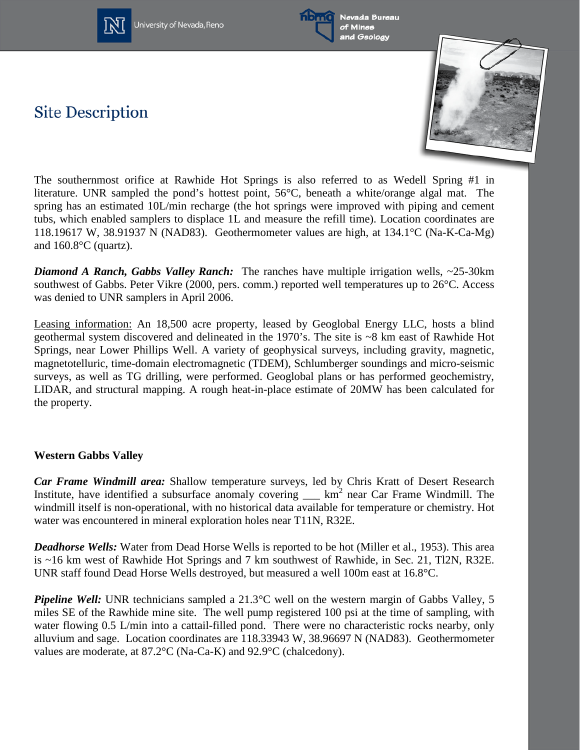# Site Description

The southernmost orifice at Rawhide Hot Springs is also referred to as Wedell Spring #1 in literature. UNR sampled the pond's hottest point, 56°C, beneath a white/orange algal mat. The spring has an estimated 10L/min recharge (the hot springs were improved with piping and cement tubs, which enabled samplers to displace 1L and measure the refill time). Location coordinates are 118.19617 W, 38.91937 N (NAD83). Geothermometer values are high, at 134.1°C (Na-K-Ca-Mg) and 160.8°C (quartz).

***Diamond A Ranch, Gabbs Valley Ranch:*** The ranches have multiple irrigation wells, ~25-30km southwest of Gabbs. Peter Vikre (2000, pers. comm.) reported well temperatures up to 26°C. Access was denied to UNR samplers in April 2006.

<u>Leasing information:</u> An 18,500 acre property, leased by Geoglobal Energy LLC, hosts a blind geothermal system discovered and delineated in the 1970's. The site is ~8 km east of Rawhide Hot Springs, near Lower Phillips Well. A variety of geophysical surveys, including gravity, magnetic, magnetotelluric, time-domain electromagnetic (TDEM), Schlumberger soundings and micro-seismic surveys, as well as TG drilling, were performed. Geoglobal plans or has performed geochemistry, LIDAR, and structural mapping. A rough heat-in-place estimate of 20MW has been calculated for the property.

**Western Gabbs Valley**

***Car Frame Windmill area:*** Shallow temperature surveys, led by Chris Kratt of Desert Research Institute, have identified a subsurface anomaly covering ___ km$^2$ near Car Frame Windmill. The windmill itself is non-operational, with no historical data available for temperature or chemistry. Hot water was encountered in mineral exploration holes near T11N, R32E.

***Deadhorse Wells:*** Water from Dead Horse Wells is reported to be hot (Miller et al., 1953). This area is ~16 km west of Rawhide Hot Springs and 7 km southwest of Rawhide, in Sec. 21, Tl2N, R32E. UNR staff found Dead Horse Wells destroyed, but measured a well 100m east at 16.8°C.

***Pipeline Well:*** UNR technicians sampled a 21.3°C well on the western margin of Gabbs Valley, 5 miles SE of the Rawhide mine site. The well pump registered 100 psi at the time of sampling, with water flowing 0.5 L/min into a cattail-filled pond. There were no characteristic rocks nearby, only alluvium and sage. Location coordinates are 118.33943 W, 38.96697 N (NAD83). Geothermometer values are moderate, at 87.2°C (Na-Ca-K) and 92.9°C (chalcedony).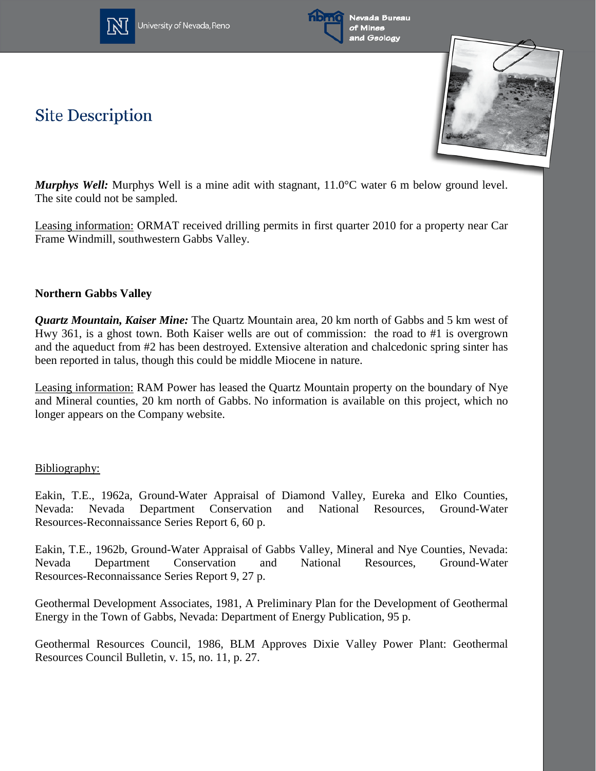## Site Description

***Murphys Well:*** Murphys Well is a mine adit with stagnant, 11.0°C water 6 m below ground level. The site could not be sampled.

Leasing information: ORMAT received drilling permits in first quarter 2010 for a property near Car Frame Windmill, southwestern Gabbs Valley.

**Northern Gabbs Valley**

***Quartz Mountain, Kaiser Mine:*** The Quartz Mountain area, 20 km north of Gabbs and 5 km west of Hwy 361, is a ghost town. Both Kaiser wells are out of commission: the road to #1 is overgrown and the aqueduct from #2 has been destroyed. Extensive alteration and chalcedonic spring sinter has been reported in talus, though this could be middle Miocene in nature.

Leasing information: RAM Power has leased the Quartz Mountain property on the boundary of Nye and Mineral counties, 20 km north of Gabbs. No information is available on this project, which no longer appears on the Company website.

Bibliography:

Eakin, T.E., 1962a, Ground-Water Appraisal of Diamond Valley, Eureka and Elko Counties, Nevada: Nevada Department Conservation and National Resources, Ground-Water Resources-Reconnaissance Series Report 6, 60 p.

Eakin, T.E., 1962b, Ground-Water Appraisal of Gabbs Valley, Mineral and Nye Counties, Nevada: Nevada Department Conservation and National Resources, Ground-Water Resources-Reconnaissance Series Report 9, 27 p.

Geothermal Development Associates, 1981, A Preliminary Plan for the Development of Geothermal Energy in the Town of Gabbs, Nevada: Department of Energy Publication, 95 p.

Geothermal Resources Council, 1986, BLM Approves Dixie Valley Power Plant: Geothermal Resources Council Bulletin, v. 15, no. 11, p. 27.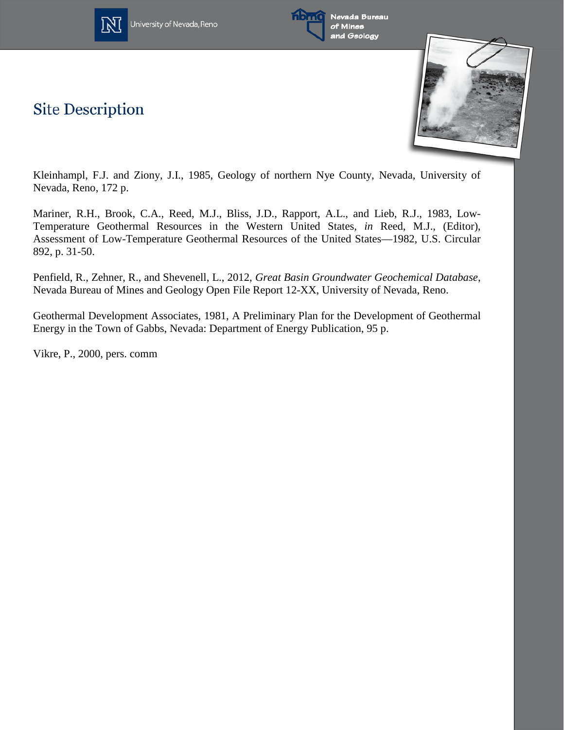# Site Description

Kleinhampl, F.J. and Ziony, J.I., 1985, Geology of northern Nye County, Nevada, University of Nevada, Reno, 172 p.

Mariner, R.H., Brook, C.A., Reed, M.J., Bliss, J.D., Rapport, A.L., and Lieb, R.J., 1983, Low-Temperature Geothermal Resources in the Western United States, *in* Reed, M.J., (Editor), Assessment of Low-Temperature Geothermal Resources of the United States—1982, U.S. Circular 892, p. 31-50.

Penfield, R., Zehner, R., and Shevenell, L., 2012, *Great Basin Groundwater Geochemical Database*, Nevada Bureau of Mines and Geology Open File Report 12-XX, University of Nevada, Reno.

Geothermal Development Associates, 1981, A Preliminary Plan for the Development of Geothermal Energy in the Town of Gabbs, Nevada: Department of Energy Publication, 95 p.

Vikre, P., 2000, pers. comm